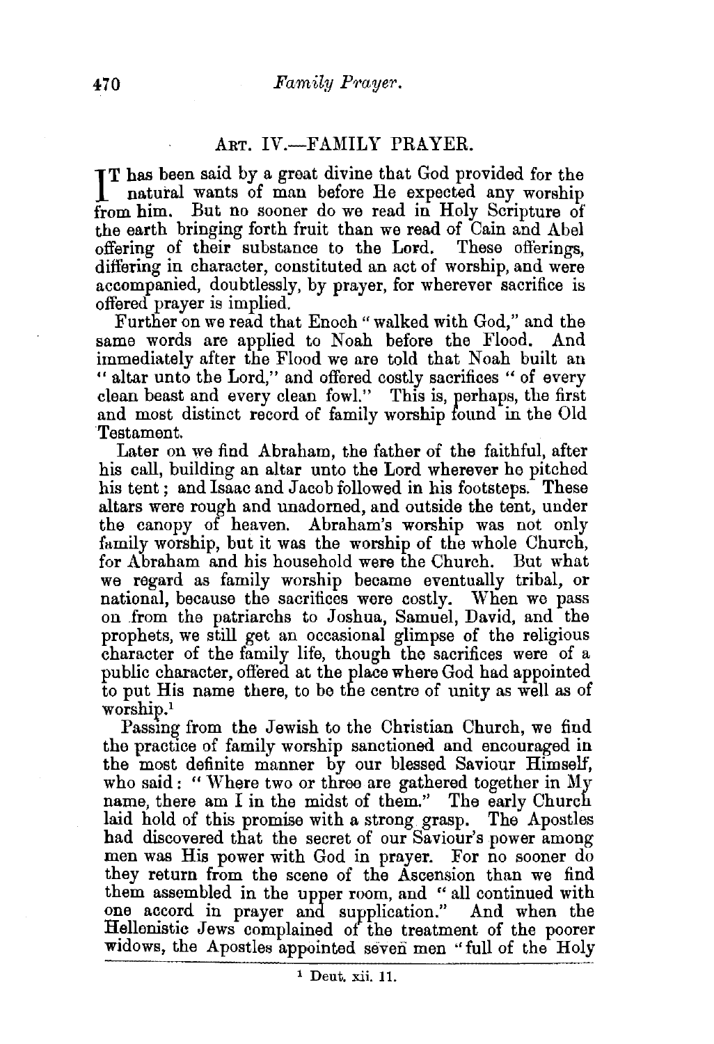## ART. IV.—FAMILY PRAYER.

IT has been said by a great divine that God provided for the natural wants of man before He expected any worship from him. But no sooner do we read in Holy Scripture of the earth bringing forth fruit than we read of Cain and Abel offering of their substance to the Lord. These offerings, differing in character, constituted an act of worship, and were accompanied, doubtlessly, by prayer, for wherever sacrifice is offered prayer is implied.

Further on we read that Enoch "walked with God," and the same words are applied to Noah before the Flood. And immediately after the Flood we are told that Noah built an "altar unto the Lord," and offered costly sacrifices "of every clean beast and every clean fowl." This is, perhaps, the first and most distinct record of family worship found in the Old Testament.

Later on we find Abraham, the father of the faithful, after his call, building an altar unto the Lord wherever he pitched his tent; and Isaac and Jacob followed in his footsteps. These altars were rough and unadorned, and outside the tent, under the canopy of heaven. Abraham's worship was not only family worship, but it was the worship of the whole Church, for Abraham and his household were the Church. But what we regard as family worship became eventually tribal, or national, because the sacrifices were costly. When we pass on from the patriarchs to Joshua, Samuel, David, and the prophets, we still get an occasional glimpse of the religious character of the family life, though the sacrifices were of a public character, offered at the place where God had appointed to put His name there, to be the centre of unity as well as of worship.[1]

Passing from the Jewish to the Christian Church, we find the practice of family worship sanctioned and encouraged in the most definite manner by our blessed Saviour Himself, who said: "Where two or three are gathered together in My name, there am I in the midst of them." The early Church laid hold of this promise with a strong grasp. The Apostles had discovered that the secret of our Saviour's power among men was His power with God in prayer. For no sooner do they return from the scene of the Ascension than we find them assembled in the upper room, and "all continued with one accord in prayer and supplication." And when the Hellenistic Jews complained of the treatment of the poorer widows, the Apostles appointed seven men "full of the Holy

[1] Deut. xii. 11.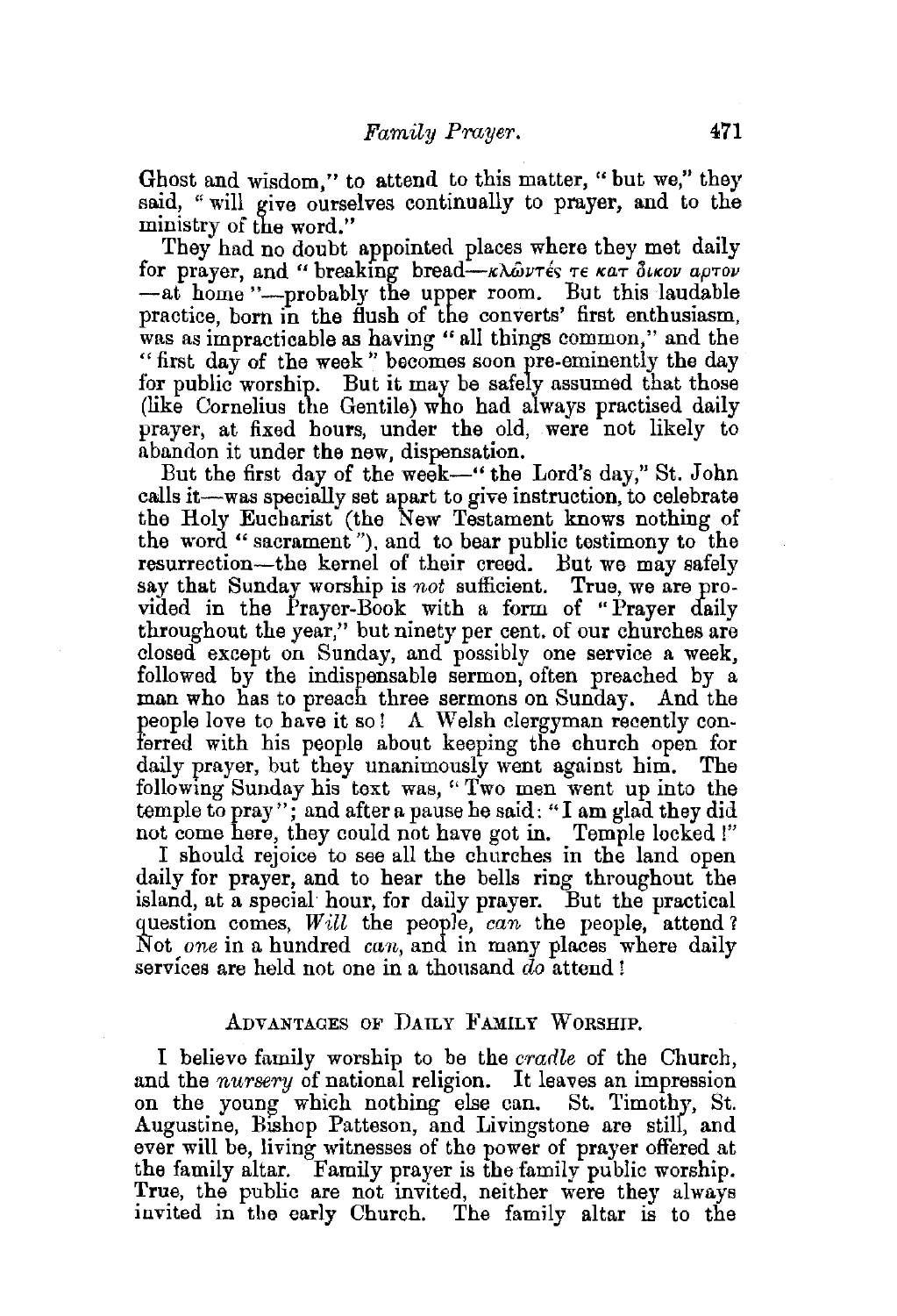Ghost and wisdom," to attend to this matter, "but we," they said, "will give ourselves continually to prayer, and to the ministry of the word."

They had no doubt appointed places where they met daily for prayer, and "breaking bread—κλῶντές τε κατ᾽ οἶκον ἄρτον—at home"—probably the upper room. But this laudable practice, born in the flush of the converts' first enthusiasm, was as impracticable as having "all things common," and the "first day of the week" becomes soon pre-eminently the day for public worship. But it may be safely assumed that those (like Cornelius the Gentile) who had always practised daily prayer, at fixed hours, under the old, were not likely to abandon it under the new, dispensation.

But the first day of the week—"the Lord's day," St. John calls it—was specially set apart to give instruction, to celebrate the Holy Eucharist (the New Testament knows nothing of the word "sacrament"), and to bear public testimony to the resurrection—the kernel of their creed. But we may safely say that Sunday worship is *not* sufficient. True, we are provided in the Prayer-Book with a form of "Prayer daily throughout the year," but ninety per cent. of our churches are closed except on Sunday, and possibly one service a week, followed by the indispensable sermon, often preached by a man who has to preach three sermons on Sunday. And the people love to have it so! A Welsh clergyman recently conferred with his people about keeping the church open for daily prayer, but they unanimously went against him. The following Sunday his text was, "Two men went up into the temple to pray"; and after a pause he said: "I am glad they did not come here, they could not have got in. Temple locked!"

I should rejoice to see all the churches in the land open daily for prayer, and to hear the bells ring throughout the island, at a special hour, for daily prayer. But the practical question comes, *Will* the people, *can* the people, attend? Not *one* in a hundred *can*, and in many places where daily services are held not one in a thousand *do* attend!

## Advantages of Daily Family Worship.

I believe family worship to be the *cradle* of the Church, and the *nursery* of national religion. It leaves an impression on the young which nothing else can. St. Timothy, St. Augustine, Bishop Patteson, and Livingstone are still, and ever will be, living witnesses of the power of prayer offered at the family altar. Family prayer is the family public worship. True, the public are not invited, neither were they always invited in the early Church. The family altar is to the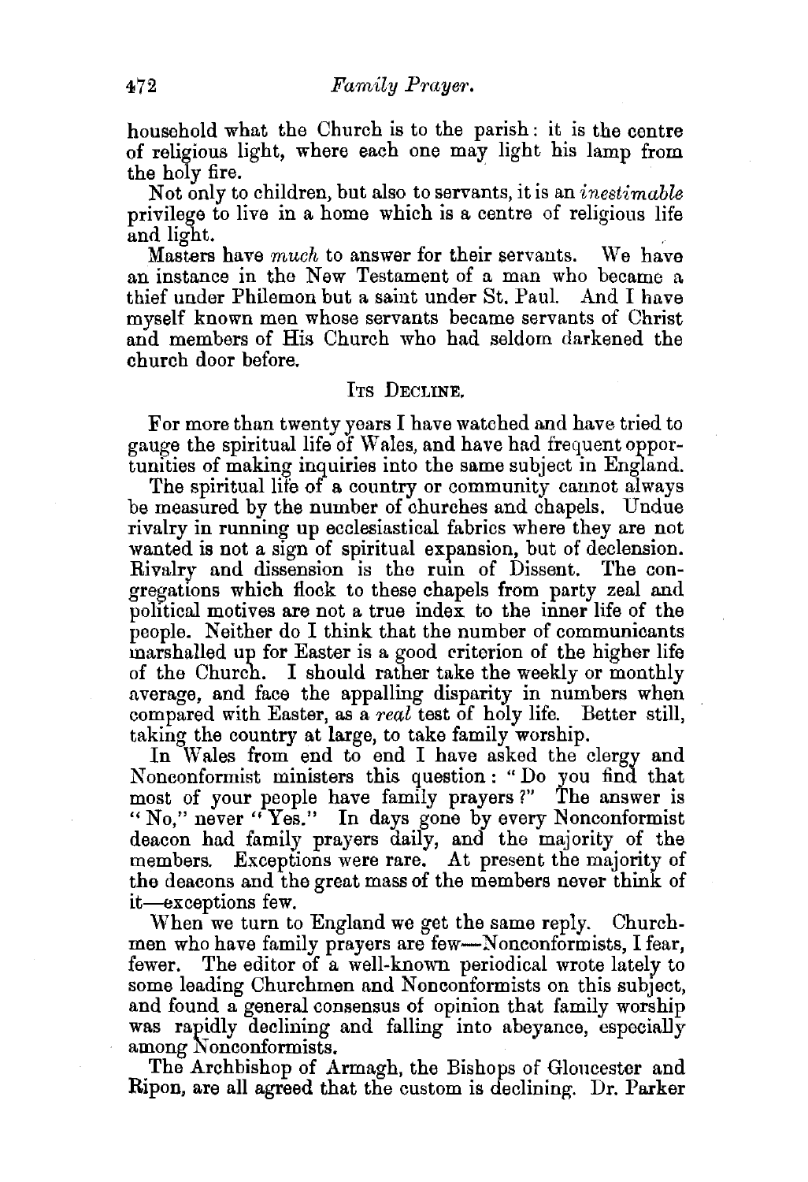household what the Church is to the parish: it is the centre of religious light, where each one may light his lamp from the holy fire.

Not only to children, but also to servants, it is an *inestimable* privilege to live in a home which is a centre of religious life and light.

Masters have *much* to answer for their servants. We have an instance in the New Testament of a man who became a thief under Philemon but a saint under St. Paul. And I have myself known men whose servants became servants of Christ and members of His Church who had seldom darkened the church door before.

## Its Decline.

For more than twenty years I have watched and have tried to gauge the spiritual life of Wales, and have had frequent opportunities of making inquiries into the same subject in England.

The spiritual life of a country or community cannot always be measured by the number of churches and chapels. Undue rivalry in running up ecclesiastical fabrics where they are not wanted is not a sign of spiritual expansion, but of declension. Rivalry and dissension is the ruin of Dissent. The congregations which flock to these chapels from party zeal and political motives are not a true index to the inner life of the people. Neither do I think that the number of communicants marshalled up for Easter is a good criterion of the higher life of the Church. I should rather take the weekly or monthly average, and face the appalling disparity in numbers when compared with Easter, as a *real* test of holy life. Better still, taking the country at large, to take family worship.

In Wales from end to end I have asked the clergy and Nonconformist ministers this question: "Do you find that most of your people have family prayers?" The answer is "No," never "Yes." In days gone by every Nonconformist deacon had family prayers daily, and the majority of the members. Exceptions were rare. At present the majority of the deacons and the great mass of the members never think of it—exceptions few.

When we turn to England we get the same reply. Churchmen who have family prayers are few—Nonconformists, I fear, fewer. The editor of a well-known periodical wrote lately to some leading Churchmen and Nonconformists on this subject, and found a general consensus of opinion that family worship was rapidly declining and falling into abeyance, especially among Nonconformists.

The Archbishop of Armagh, the Bishops of Gloucester and Ripon, are all agreed that the custom is declining. Dr. Parker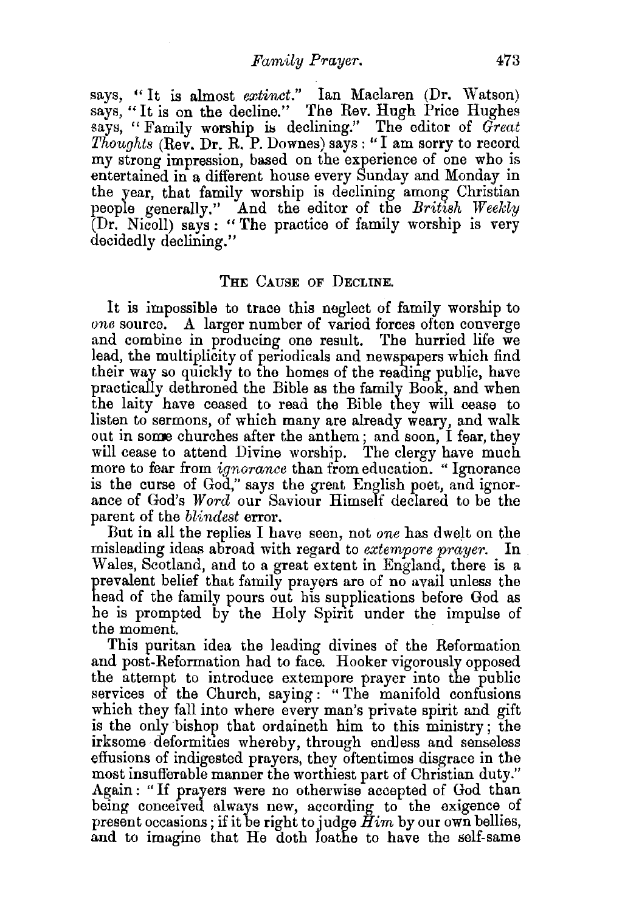says, "It is almost *extinct*." Ian Maclaren (Dr. Watson) says, "It is on the decline." The Rev. Hugh Price Hughes says, "Family worship is declining." The editor of *Great Thoughts* (Rev. Dr. R. P. Downes) says: "I am sorry to record my strong impression, based on the experience of one who is entertained in a different house every Sunday and Monday in the year, that family worship is declining among Christian people generally." And the editor of the *British Weekly* (Dr. Nicoll) says: "The practice of family worship is very decidedly declining."

### THE CAUSE OF DECLINE.

It is impossible to trace this neglect of family worship to *one* source. A larger number of varied forces often converge and combine in producing one result. The hurried life we lead, the multiplicity of periodicals and newspapers which find their way so quickly to the homes of the reading public, have practically dethroned the Bible as the family Book, and when the laity have ceased to read the Bible they will cease to listen to sermons, of which many are already weary, and walk out in some churches after the anthem; and soon, I fear, they will cease to attend Divine worship. The clergy have much more to fear from *ignorance* than from education. "Ignorance is the curse of God," says the great English poet, and ignorance of God's *Word* our Saviour Himself declared to be the parent of the *blindest* error.

But in all the replies I have seen, not *one* has dwelt on the misleading ideas abroad with regard to *extempore prayer*. In Wales, Scotland, and to a great extent in England, there is a prevalent belief that family prayers are of no avail unless the head of the family pours out his supplications before God as he is prompted by the Holy Spirit under the impulse of the moment.

This puritan idea the leading divines of the Reformation and post-Reformation had to face. Hooker vigorously opposed the attempt to introduce extempore prayer into the public services of the Church, saying: "The manifold confusions which they fall into where every man's private spirit and gift is the only bishop that ordaineth him to this ministry; the irksome deformities whereby, through endless and senseless effusions of indigested prayers, they oftentimes disgrace in the most insufferable manner the worthiest part of Christian duty." Again: "If prayers were no otherwise accepted of God than being conceived always new, according to the exigence of present occasions; if it be right to judge *Him* by our own bellies, and to imagine that He doth loathe to have the self-same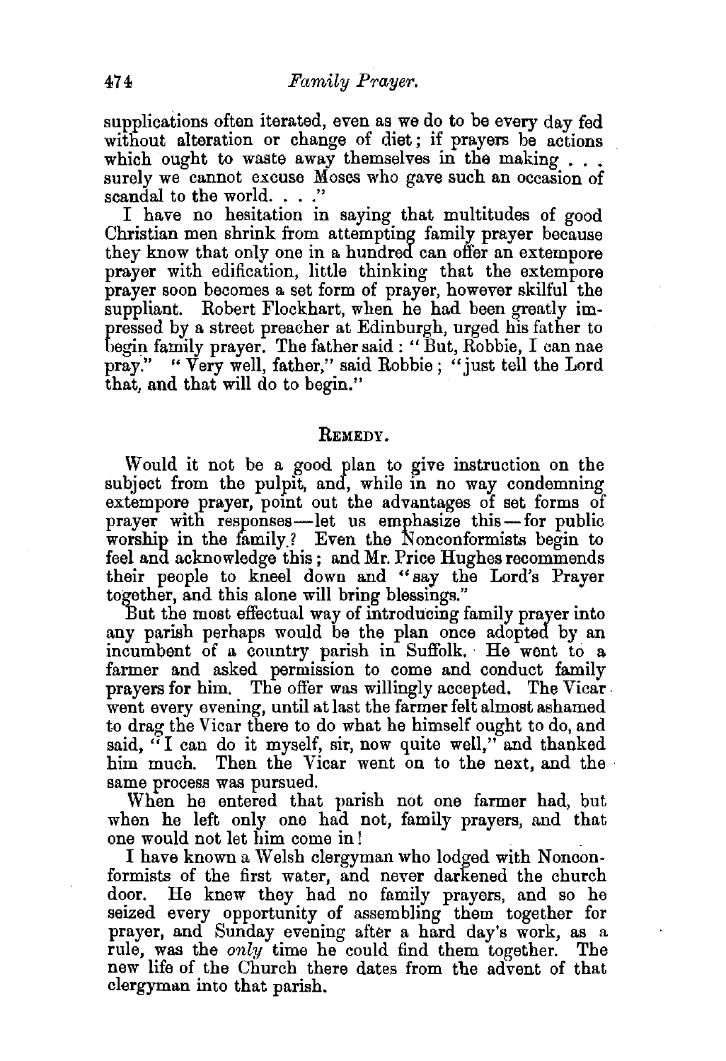supplications often iterated, even as we do to be every day fed without alteration or change of diet; if prayers be actions which ought to waste away themselves in the making . . . surely we cannot excuse Moses who gave such an occasion of scandal to the world. . . ."

I have no hesitation in saying that multitudes of good Christian men shrink from attempting family prayer because they know that only one in a hundred can offer an extempore prayer with edification, little thinking that the extempore prayer soon becomes a set form of prayer, however skilful the suppliant. Robert Flockhart, when he had been greatly impressed by a street preacher at Edinburgh, urged his father to begin family prayer. The father said: "But, Robbie, I can nae pray." "Very well, father," said Robbie; "just tell the Lord that, and that will do to begin."

## Remedy.

Would it not be a good plan to give instruction on the subject from the pulpit, and, while in no way condemning extempore prayer, point out the advantages of set forms of prayer with responses—let us emphasize this—for public worship in the family? Even the Nonconformists begin to feel and acknowledge this; and Mr. Price Hughes recommends their people to kneel down and "say the Lord's Prayer together, and this alone will bring blessings."

But the most effectual way of introducing family prayer into any parish perhaps would be the plan once adopted by an incumbent of a country parish in Suffolk. He went to a farmer and asked permission to come and conduct family prayers for him. The offer was willingly accepted. The Vicar went every evening, until at last the farmer felt almost ashamed to drag the Vicar there to do what he himself ought to do, and said, "I can do it myself, sir, now quite well," and thanked him much. Then the Vicar went on to the next, and the same process was pursued.

When he entered that parish not one farmer had, but when he left only one had not, family prayers, and that one would not let him come in!

I have known a Welsh clergyman who lodged with Nonconformists of the first water, and never darkened the church door. He knew they had no family prayers, and so he seized every opportunity of assembling them together for prayer, and Sunday evening after a hard day's work, as a rule, was the *only* time he could find them together. The new life of the Church there dates from the advent of that clergyman into that parish.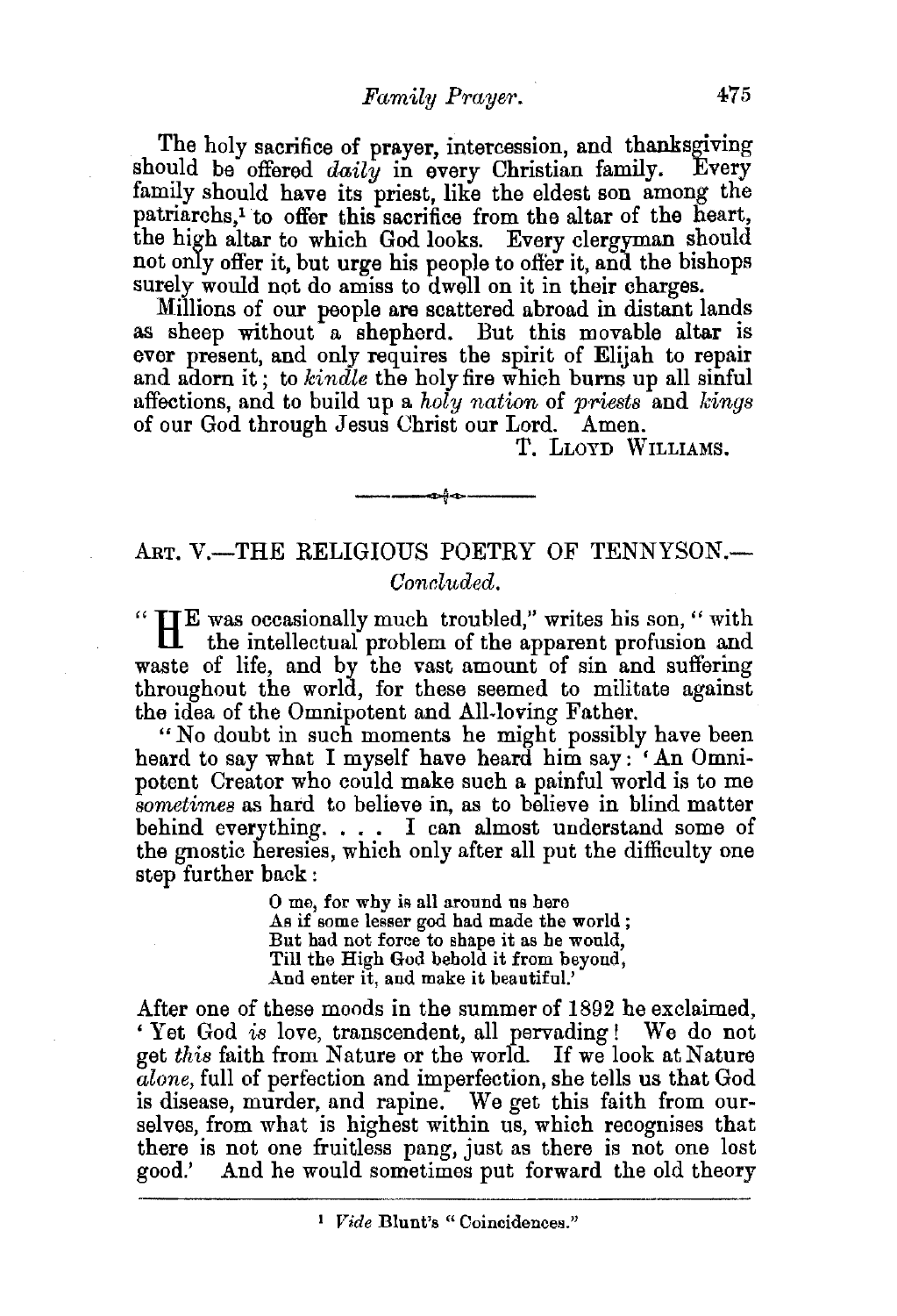The holy sacrifice of prayer, intercession, and thanksgiving should be offered *daily* in every Christian family. Every family should have its priest, like the eldest son among the patriarchs,[1] to offer this sacrifice from the altar of the heart, the high altar to which God looks. Every clergyman should not only offer it, but urge his people to offer it, and the bishops surely would not do amiss to dwell on it in their charges.

Millions of our people are scattered abroad in distant lands as sheep without a shepherd. But this movable altar is ever present, and only requires the spirit of Elijah to repair and adorn it; to *kindle* the holy fire which burns up all sinful affections, and to build up a *holy nation* of *priests* and *kings* of our God through Jesus Christ our Lord. Amen.

T. LLOYD WILLIAMS.

---

## ART. V.—THE RELIGIOUS POETRY OF TENNYSON.—*Concluded.*

"HE was occasionally much troubled," writes his son, "with the intellectual problem of the apparent profusion and waste of life, and by the vast amount of sin and suffering throughout the world, for these seemed to militate against the idea of the Omnipotent and All-loving Father.

"No doubt in such moments he might possibly have been heard to say what I myself have heard him say: 'An Omnipotent Creator who could make such a painful world is to me *sometimes* as hard to believe in, as to believe in blind matter behind everything. . . . I can almost understand some of the gnostic heresies, which only after all put the difficulty one step further back:

> O me, for why is all around us here
> As if some lesser god had made the world;
> But had not force to shape it as he would,
> Till the High God behold it from beyond,
> And enter it, and make it beautiful.'

After one of these moods in the summer of 1892 he exclaimed, 'Yet God *is* love, transcendent, all pervading! We do not get *this* faith from Nature or the world. If we look at Nature *alone*, full of perfection and imperfection, she tells us that God is disease, murder, and rapine. We get this faith from ourselves, from what is highest within us, which recognises that there is not one fruitless pang, just as there is not one lost good.' And he would sometimes put forward the old theory

---

[1] *Vide* Blunt's "Coincidences."